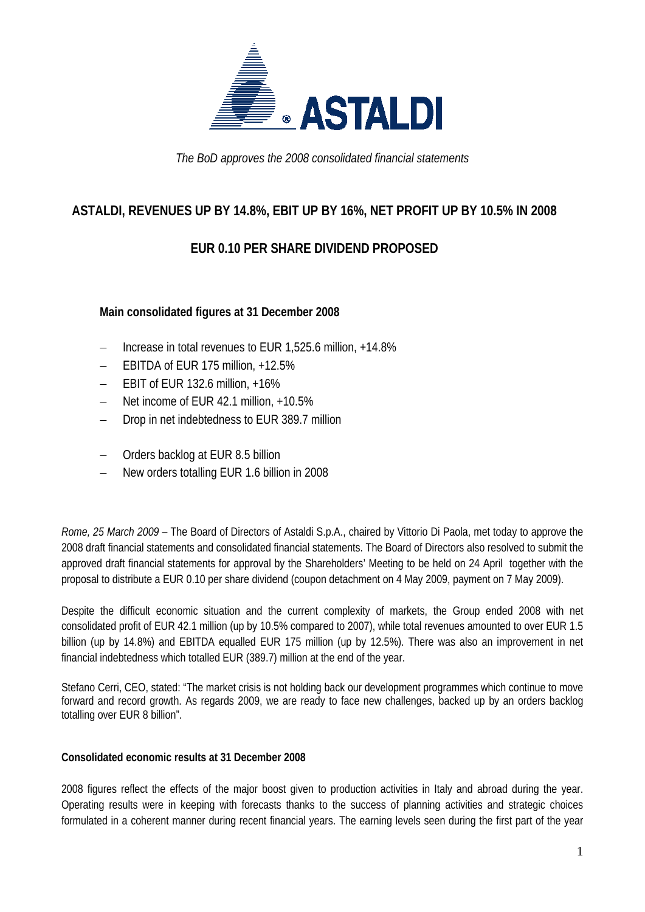ASTALDI

*The BoD approves the 2008 consolidated financial statements*

## ASTALDI, REVENUES UP BY 14.8%, EBIT UP BY 16%, NET PROFIT UP BY 10.5% IN 2008

## EUR 0.10 PER SHARE DIVIDEND PROPOSED

**Main consolidated figures at 31 December 2008**

- Increase in total revenues to EUR 1,525.6 million, +14.8%
- EBITDA of EUR 175 million, +12.5%
- EBIT of EUR 132.6 million, +16%
- Net income of EUR 42.1 million, +10.5%
- Drop in net indebtedness to EUR 389.7 million

- Orders backlog at EUR 8.5 billion
- New orders totalling EUR 1.6 billion in 2008

*Rome, 25 March 2009* – The Board of Directors of Astaldi S.p.A., chaired by Vittorio Di Paola, met today to approve the 2008 draft financial statements and consolidated financial statements. The Board of Directors also resolved to submit the approved draft financial statements for approval by the Shareholders' Meeting to be held on 24 April together with the proposal to distribute a EUR 0.10 per share dividend (coupon detachment on 4 May 2009, payment on 7 May 2009).

Despite the difficult economic situation and the current complexity of markets, the Group ended 2008 with net consolidated profit of EUR 42.1 million (up by 10.5% compared to 2007), while total revenues amounted to over EUR 1.5 billion (up by 14.8%) and EBITDA equalled EUR 175 million (up by 12.5%). There was also an improvement in net financial indebtedness which totalled EUR (389.7) million at the end of the year.

Stefano Cerri, CEO, stated: "The market crisis is not holding back our development programmes which continue to move forward and record growth. As regards 2009, we are ready to face new challenges, backed up by an orders backlog totalling over EUR 8 billion".

**Consolidated economic results at 31 December 2008**

2008 figures reflect the effects of the major boost given to production activities in Italy and abroad during the year. Operating results were in keeping with forecasts thanks to the success of planning activities and strategic choices formulated in a coherent manner during recent financial years. The earning levels seen during the first part of the year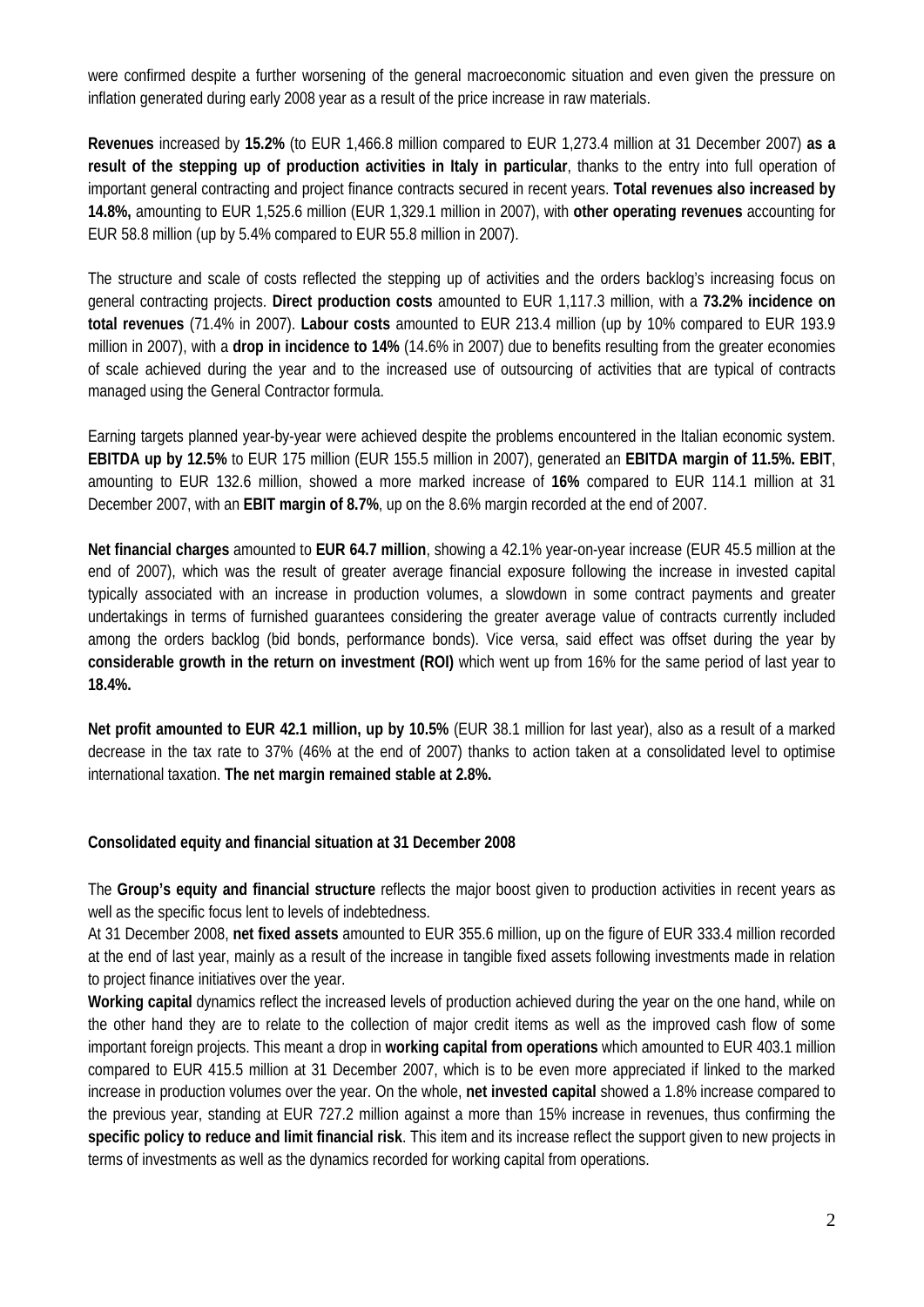were confirmed despite a further worsening of the general macroeconomic situation and even given the pressure on inflation generated during early 2008 year as a result of the price increase in raw materials.

**Revenues** increased by **15.2%** (to EUR 1,466.8 million compared to EUR 1,273.4 million at 31 December 2007) **as a result of the stepping up of production activities in Italy in particular**, thanks to the entry into full operation of important general contracting and project finance contracts secured in recent years. **Total revenues also increased by 14.8%,** amounting to EUR 1,525.6 million (EUR 1,329.1 million in 2007), with **other operating revenues** accounting for EUR 58.8 million (up by 5.4% compared to EUR 55.8 million in 2007).

The structure and scale of costs reflected the stepping up of activities and the orders backlog's increasing focus on general contracting projects. **Direct production costs** amounted to EUR 1,117.3 million, with a **73.2% incidence on total revenues** (71.4% in 2007). **Labour costs** amounted to EUR 213.4 million (up by 10% compared to EUR 193.9 million in 2007), with a **drop in incidence to 14%** (14.6% in 2007) due to benefits resulting from the greater economies of scale achieved during the year and to the increased use of outsourcing of activities that are typical of contracts managed using the General Contractor formula.

Earning targets planned year-by-year were achieved despite the problems encountered in the Italian economic system. **EBITDA up by 12.5%** to EUR 175 million (EUR 155.5 million in 2007), generated an **EBITDA margin of 11.5%. EBIT**, amounting to EUR 132.6 million, showed a more marked increase of **16%** compared to EUR 114.1 million at 31 December 2007, with an **EBIT margin of 8.7%**, up on the 8.6% margin recorded at the end of 2007.

**Net financial charges** amounted to **EUR 64.7 million**, showing a 42.1% year-on-year increase (EUR 45.5 million at the end of 2007), which was the result of greater average financial exposure following the increase in invested capital typically associated with an increase in production volumes, a slowdown in some contract payments and greater undertakings in terms of furnished guarantees considering the greater average value of contracts currently included among the orders backlog (bid bonds, performance bonds). Vice versa, said effect was offset during the year by **considerable growth in the return on investment (ROI)** which went up from 16% for the same period of last year to **18.4%.**

**Net profit amounted to EUR 42.1 million, up by 10.5%** (EUR 38.1 million for last year), also as a result of a marked decrease in the tax rate to 37% (46% at the end of 2007) thanks to action taken at a consolidated level to optimise international taxation. **The net margin remained stable at 2.8%.**

**Consolidated equity and financial situation at 31 December 2008**

The **Group's equity and financial structure** reflects the major boost given to production activities in recent years as well as the specific focus lent to levels of indebtedness.

At 31 December 2008, **net fixed assets** amounted to EUR 355.6 million, up on the figure of EUR 333.4 million recorded at the end of last year, mainly as a result of the increase in tangible fixed assets following investments made in relation to project finance initiatives over the year.

**Working capital** dynamics reflect the increased levels of production achieved during the year on the one hand, while on the other hand they are to relate to the collection of major credit items as well as the improved cash flow of some important foreign projects. This meant a drop in **working capital from operations** which amounted to EUR 403.1 million compared to EUR 415.5 million at 31 December 2007, which is to be even more appreciated if linked to the marked increase in production volumes over the year. On the whole, **net invested capital** showed a 1.8% increase compared to the previous year, standing at EUR 727.2 million against a more than 15% increase in revenues, thus confirming the **specific policy to reduce and limit financial risk**. This item and its increase reflect the support given to new projects in terms of investments as well as the dynamics recorded for working capital from operations.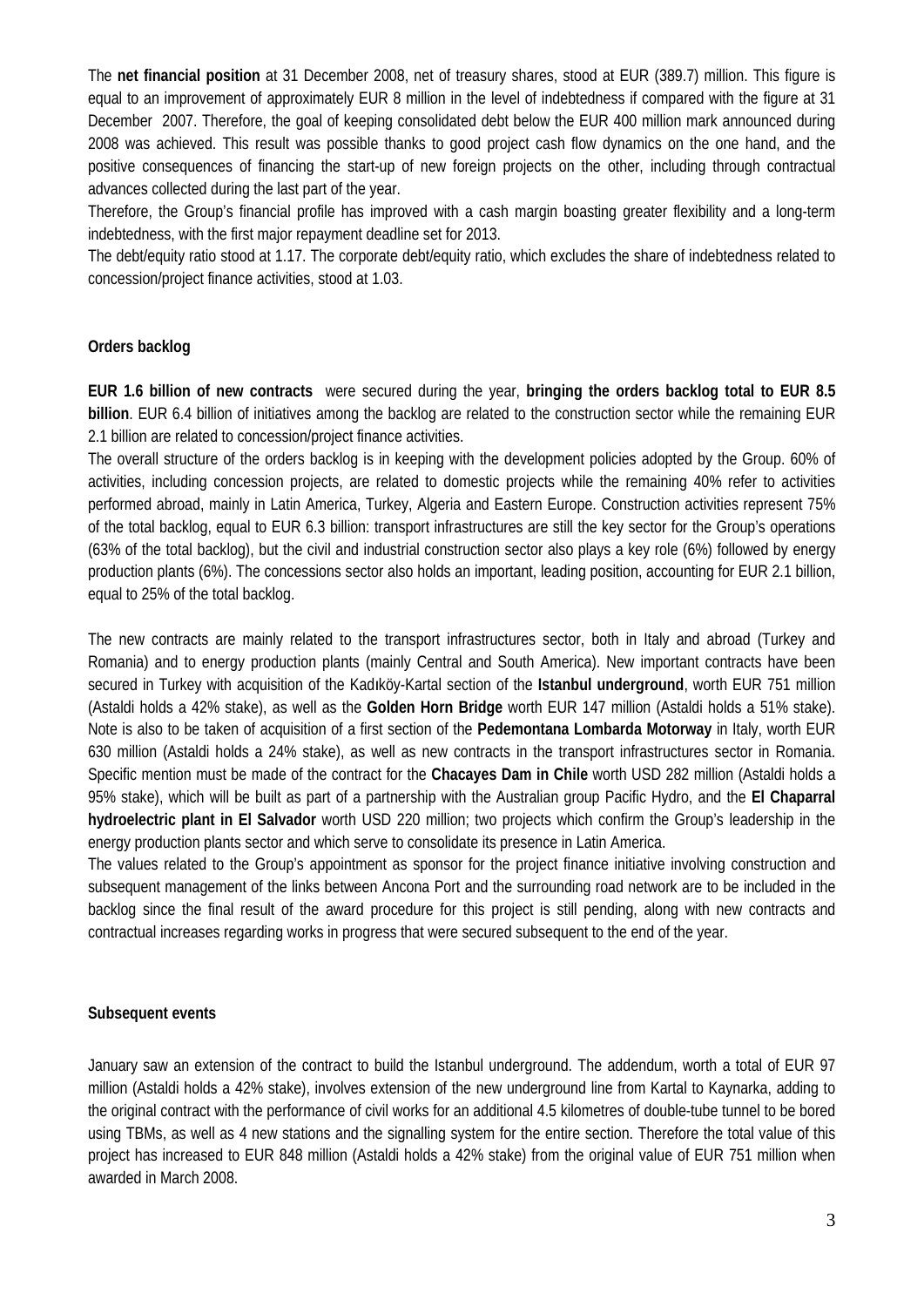The **net financial position** at 31 December 2008, net of treasury shares, stood at EUR (389.7) million. This figure is equal to an improvement of approximately EUR 8 million in the level of indebtedness if compared with the figure at 31 December 2007. Therefore, the goal of keeping consolidated debt below the EUR 400 million mark announced during 2008 was achieved. This result was possible thanks to good project cash flow dynamics on the one hand, and the positive consequences of financing the start-up of new foreign projects on the other, including through contractual advances collected during the last part of the year.

Therefore, the Group's financial profile has improved with a cash margin boasting greater flexibility and a long-term indebtedness, with the first major repayment deadline set for 2013.

The debt/equity ratio stood at 1.17. The corporate debt/equity ratio, which excludes the share of indebtedness related to concession/project finance activities, stood at 1.03.

**Orders backlog**

**EUR 1.6 billion of new contracts** were secured during the year, **bringing the orders backlog total to EUR 8.5 billion**. EUR 6.4 billion of initiatives among the backlog are related to the construction sector while the remaining EUR 2.1 billion are related to concession/project finance activities.

The overall structure of the orders backlog is in keeping with the development policies adopted by the Group. 60% of activities, including concession projects, are related to domestic projects while the remaining 40% refer to activities performed abroad, mainly in Latin America, Turkey, Algeria and Eastern Europe. Construction activities represent 75% of the total backlog, equal to EUR 6.3 billion: transport infrastructures are still the key sector for the Group's operations (63% of the total backlog), but the civil and industrial construction sector also plays a key role (6%) followed by energy production plants (6%). The concessions sector also holds an important, leading position, accounting for EUR 2.1 billion, equal to 25% of the total backlog.

The new contracts are mainly related to the transport infrastructures sector, both in Italy and abroad (Turkey and Romania) and to energy production plants (mainly Central and South America). New important contracts have been secured in Turkey with acquisition of the Kadıköy-Kartal section of the **Istanbul underground**, worth EUR 751 million (Astaldi holds a 42% stake), as well as the **Golden Horn Bridge** worth EUR 147 million (Astaldi holds a 51% stake). Note is also to be taken of acquisition of a first section of the **Pedemontana Lombarda Motorway** in Italy, worth EUR 630 million (Astaldi holds a 24% stake), as well as new contracts in the transport infrastructures sector in Romania. Specific mention must be made of the contract for the **Chacayes Dam in Chile** worth USD 282 million (Astaldi holds a 95% stake), which will be built as part of a partnership with the Australian group Pacific Hydro, and the **El Chaparral hydroelectric plant in El Salvador** worth USD 220 million; two projects which confirm the Group's leadership in the energy production plants sector and which serve to consolidate its presence in Latin America.

The values related to the Group's appointment as sponsor for the project finance initiative involving construction and subsequent management of the links between Ancona Port and the surrounding road network are to be included in the backlog since the final result of the award procedure for this project is still pending, along with new contracts and contractual increases regarding works in progress that were secured subsequent to the end of the year.

**Subsequent events**

January saw an extension of the contract to build the Istanbul underground. The addendum, worth a total of EUR 97 million (Astaldi holds a 42% stake), involves extension of the new underground line from Kartal to Kaynarka, adding to the original contract with the performance of civil works for an additional 4.5 kilometres of double-tube tunnel to be bored using TBMs, as well as 4 new stations and the signalling system for the entire section. Therefore the total value of this project has increased to EUR 848 million (Astaldi holds a 42% stake) from the original value of EUR 751 million when awarded in March 2008.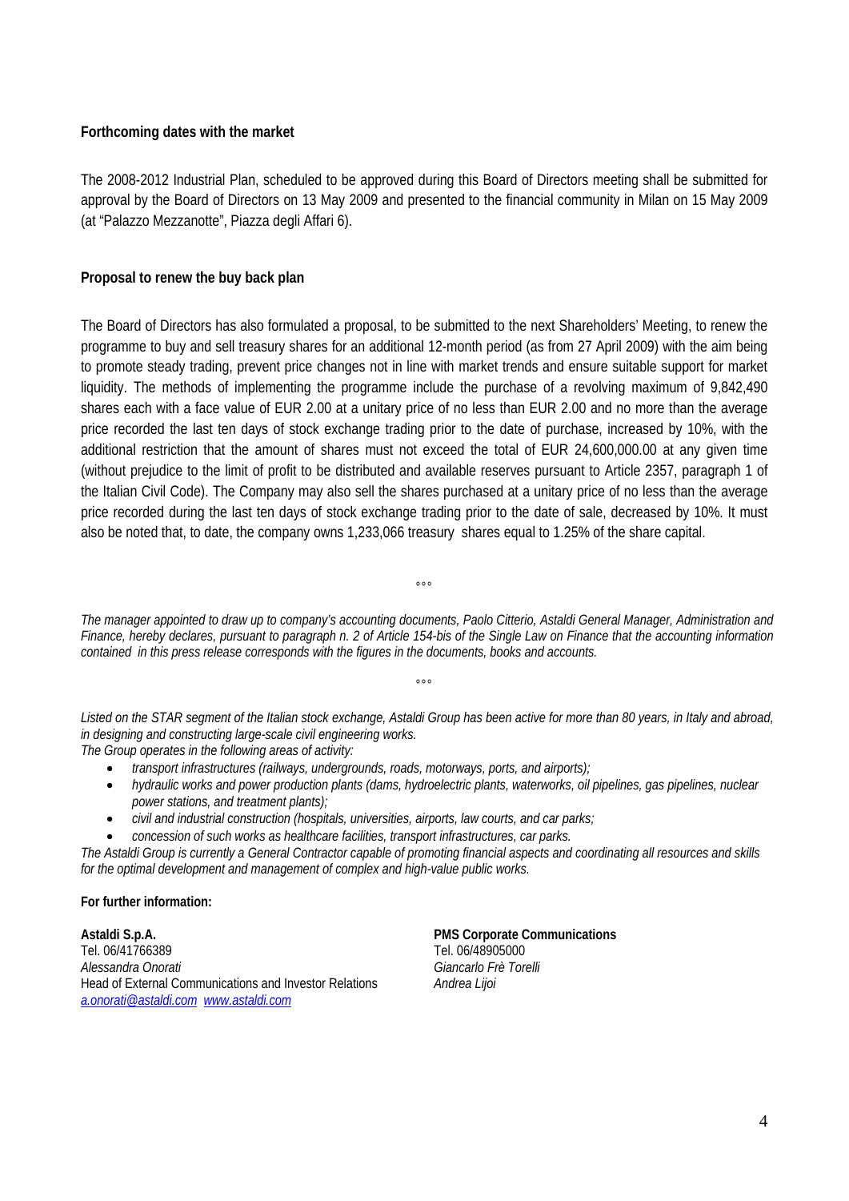**Forthcoming dates with the market**

The 2008-2012 Industrial Plan, scheduled to be approved during this Board of Directors meeting shall be submitted for approval by the Board of Directors on 13 May 2009 and presented to the financial community in Milan on 15 May 2009 (at "Palazzo Mezzanotte", Piazza degli Affari 6).

**Proposal to renew the buy back plan**

The Board of Directors has also formulated a proposal, to be submitted to the next Shareholders' Meeting, to renew the programme to buy and sell treasury shares for an additional 12-month period (as from 27 April 2009) with the aim being to promote steady trading, prevent price changes not in line with market trends and ensure suitable support for market liquidity. The methods of implementing the programme include the purchase of a revolving maximum of 9,842,490 shares each with a face value of EUR 2.00 at a unitary price of no less than EUR 2.00 and no more than the average price recorded the last ten days of stock exchange trading prior to the date of purchase, increased by 10%, with the additional restriction that the amount of shares must not exceed the total of EUR 24,600,000.00 at any given time (without prejudice to the limit of profit to be distributed and available reserves pursuant to Article 2357, paragraph 1 of the Italian Civil Code). The Company may also sell the shares purchased at a unitary price of no less than the average price recorded during the last ten days of stock exchange trading prior to the date of sale, decreased by 10%. It must also be noted that, to date, the company owns 1,233,066 treasury shares equal to 1.25% of the share capital.

°°°

*The manager appointed to draw up to company's accounting documents, Paolo Citterio, Astaldi General Manager, Administration and Finance, hereby declares, pursuant to paragraph n. 2 of Article 154-bis of the Single Law on Finance that the accounting information contained in this press release corresponds with the figures in the documents, books and accounts.*

°°°

*Listed on the STAR segment of the Italian stock exchange, Astaldi Group has been active for more than 80 years, in Italy and abroad, in designing and constructing large-scale civil engineering works.*
*The Group operates in the following areas of activity:*

- *transport infrastructures (railways, undergrounds, roads, motorways, ports, and airports);*
- *hydraulic works and power production plants (dams, hydroelectric plants, waterworks, oil pipelines, gas pipelines, nuclear power stations, and treatment plants);*
- *civil and industrial construction (hospitals, universities, airports, law courts, and car parks;*
- *concession of such works as healthcare facilities, transport infrastructures, car parks.*

*The Astaldi Group is currently a General Contractor capable of promoting financial aspects and coordinating all resources and skills for the optimal development and management of complex and high-value public works.*

**For further information:**

**Astaldi S.p.A.**
Tel. 06/41766389
*Alessandra Onorati*
Head of External Communications and Investor Relations
*a.onorati@astaldi.com* *www.astaldi.com*

**PMS Corporate Communications**
Tel. 06/48905000
*Giancarlo Frè Torelli*
*Andrea Lijoi*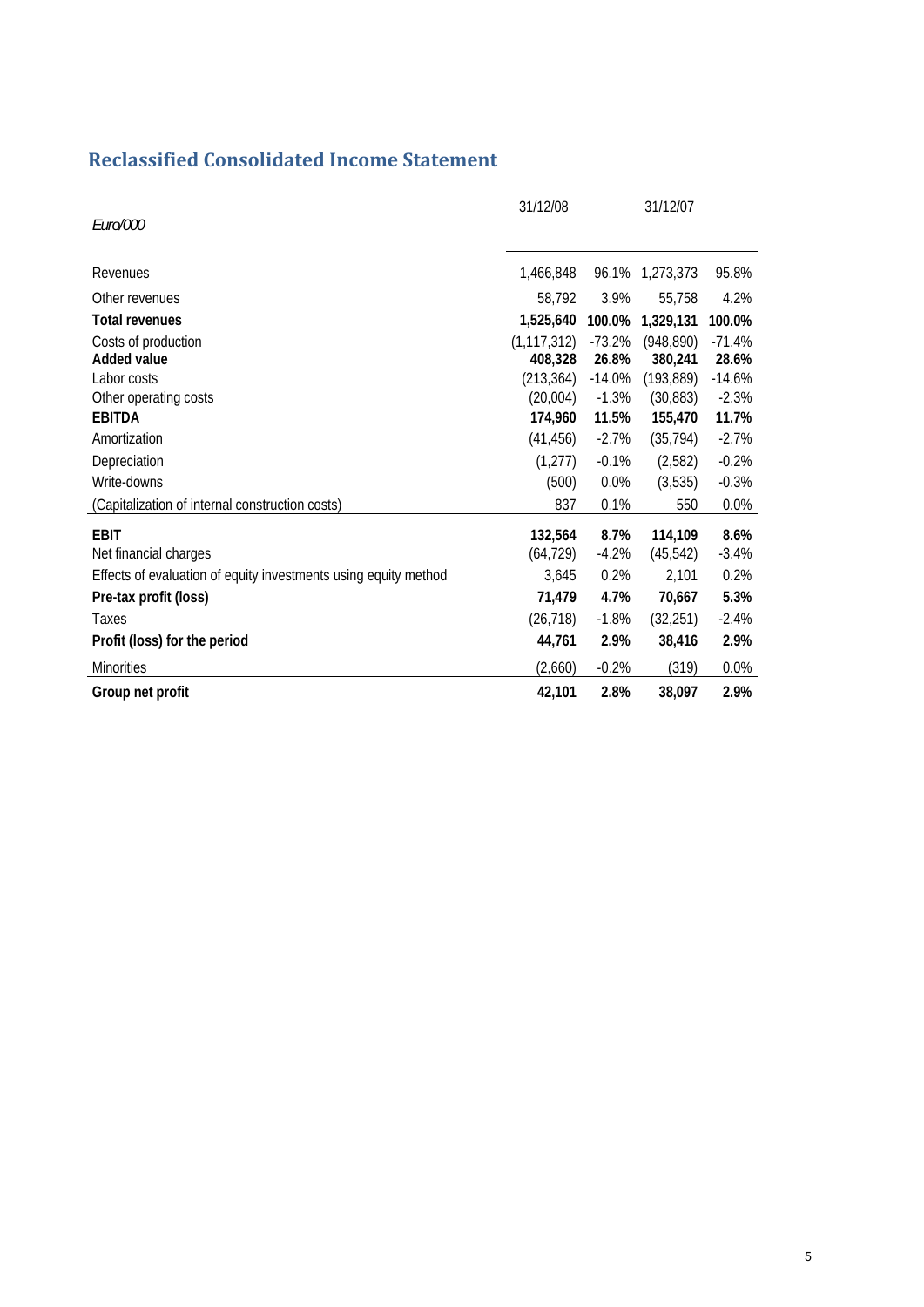## Reclassified Consolidated Income Statement

| *Euro/000* | 31/12/08 | | 31/12/07 | |
|---|---|---|---|---|
| Revenues | 1,466,848 | 96.1% | 1,273,373 | 95.8% |
| Other revenues | 58,792 | 3.9% | 55,758 | 4.2% |
| **Total revenues** | **1,525,640** | **100.0%** | **1,329,131** | **100.0%** |
| Costs of production | (1,117,312) | -73.2% | (948,890) | -71.4% |
| **Added value** | **408,328** | **26.8%** | **380,241** | **28.6%** |
| Labor costs | (213,364) | -14.0% | (193,889) | -14.6% |
| Other operating costs | (20,004) | -1.3% | (30,883) | -2.3% |
| **EBITDA** | **174,960** | **11.5%** | **155,470** | **11.7%** |
| Amortization | (41,456) | -2.7% | (35,794) | -2.7% |
| Depreciation | (1,277) | -0.1% | (2,582) | -0.2% |
| Write-downs | (500) | 0.0% | (3,535) | -0.3% |
| (Capitalization of internal construction costs) | 837 | 0.1% | 550 | 0.0% |
| **EBIT** | **132,564** | **8.7%** | **114,109** | **8.6%** |
| Net financial charges | (64,729) | -4.2% | (45,542) | -3.4% |
| Effects of evaluation of equity investments using equity method | 3,645 | 0.2% | 2,101 | 0.2% |
| **Pre-tax profit (loss)** | **71,479** | **4.7%** | **70,667** | **5.3%** |
| Taxes | (26,718) | -1.8% | (32,251) | -2.4% |
| **Profit (loss) for the period** | **44,761** | **2.9%** | **38,416** | **2.9%** |
| Minorities | (2,660) | -0.2% | (319) | 0.0% |
| **Group net profit** | **42,101** | **2.8%** | **38,097** | **2.9%** |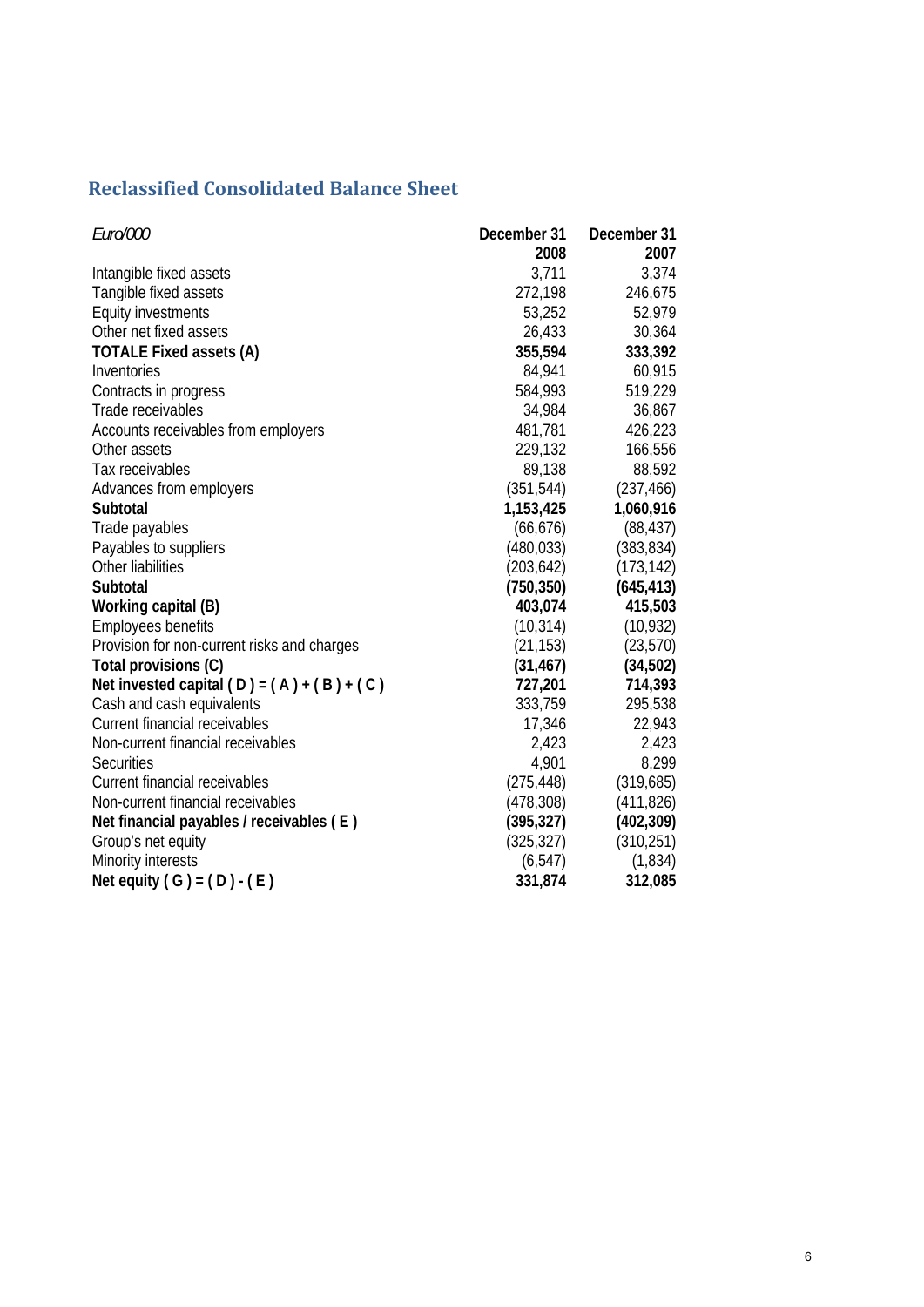## Reclassified Consolidated Balance Sheet

| *Euro/000* | December 31 2008 | December 31 2007 |
|---|---|---|
| Intangible fixed assets | 3,711 | 3,374 |
| Tangible fixed assets | 272,198 | 246,675 |
| Equity investments | 53,252 | 52,979 |
| Other net fixed assets | 26,433 | 30,364 |
| **TOTALE Fixed assets (A)** | **355,594** | **333,392** |
| Inventories | 84,941 | 60,915 |
| Contracts in progress | 584,993 | 519,229 |
| Trade receivables | 34,984 | 36,867 |
| Accounts receivables from employers | 481,781 | 426,223 |
| Other assets | 229,132 | 166,556 |
| Tax receivables | 89,138 | 88,592 |
| Advances from employers | (351,544) | (237,466) |
| **Subtotal** | **1,153,425** | **1,060,916** |
| Trade payables | (66,676) | (88,437) |
| Payables to suppliers | (480,033) | (383,834) |
| Other liabilities | (203,642) | (173,142) |
| **Subtotal** | **(750,350)** | **(645,413)** |
| **Working capital (B)** | **403,074** | **415,503** |
| Employees benefits | (10,314) | (10,932) |
| Provision for non-current risks and charges | (21,153) | (23,570) |
| **Total provisions (C)** | **(31,467)** | **(34,502)** |
| **Net invested capital ( D ) = ( A ) + ( B ) + ( C )** | **727,201** | **714,393** |
| Cash and cash equivalents | 333,759 | 295,538 |
| Current financial receivables | 17,346 | 22,943 |
| Non-current financial receivables | 2,423 | 2,423 |
| Securities | 4,901 | 8,299 |
| Current financial receivables | (275,448) | (319,685) |
| Non-current financial receivables | (478,308) | (411,826) |
| **Net financial payables / receivables ( E )** | **(395,327)** | **(402,309)** |
| Group's net equity | (325,327) | (310,251) |
| Minority interests | (6,547) | (1,834) |
| **Net equity ( G ) = ( D ) - ( E )** | **331,874** | **312,085** |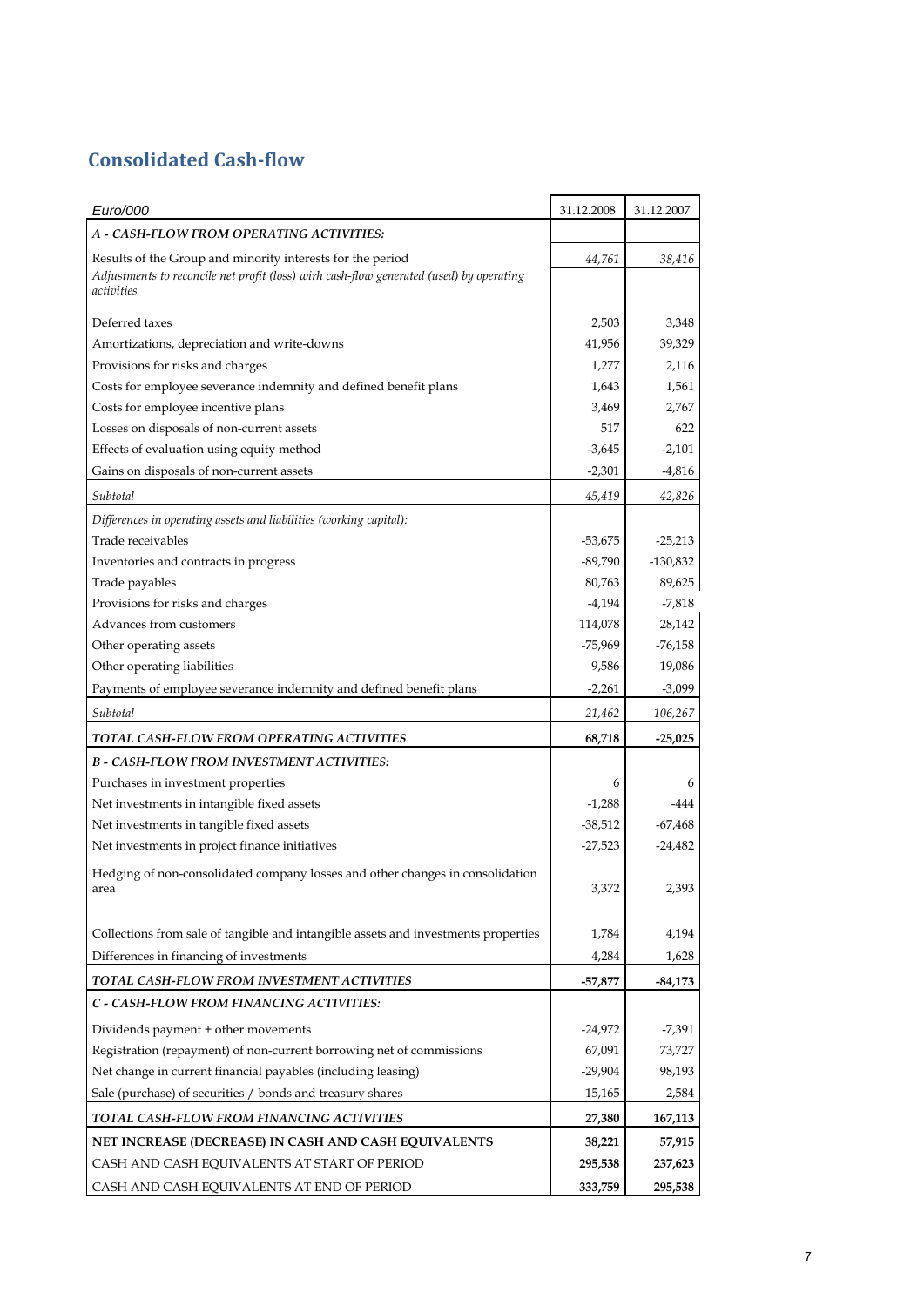## Consolidated Cash-flow

| *Euro/000* | 31.12.2008 | 31.12.2007 |
|---|---|---|
| ***A - CASH-FLOW FROM OPERATING ACTIVITIES:*** | | |
| Results of the Group and minority interests for the period | *44,761* | *38,416* |
| *Adjustments to reconcile net profit (loss) wirh cash-flow generated (used) by operating activities* | | |
| Deferred taxes | 2,503 | 3,348 |
| Amortizations, depreciation and write-downs | 41,956 | 39,329 |
| Provisions for risks and charges | 1,277 | 2,116 |
| Costs for employee severance indemnity and defined benefit plans | 1,643 | 1,561 |
| Costs for employee incentive plans | 3,469 | 2,767 |
| Losses on disposals of non-current assets | 517 | 622 |
| Effects of evaluation using equity method | -3,645 | -2,101 |
| Gains on disposals of non-current assets | -2,301 | -4,816 |
| *Subtotal* | *45,419* | *42,826* |
| *Differences in operating assets and liabilities (working capital):* | | |
| Trade receivables | -53,675 | -25,213 |
| Inventories and contracts in progress | -89,790 | -130,832 |
| Trade payables | 80,763 | 89,625 |
| Provisions for risks and charges | -4,194 | -7,818 |
| Advances from customers | 114,078 | 28,142 |
| Other operating assets | -75,969 | -76,158 |
| Other operating liabilities | 9,586 | 19,086 |
| Payments of employee severance indemnity and defined benefit plans | -2,261 | -3,099 |
| *Subtotal* | *-21,462* | *-106,267* |
| ***TOTAL CASH-FLOW FROM OPERATING ACTIVITIES*** | **68,718** | **-25,025** |
| ***B - CASH-FLOW FROM INVESTMENT ACTIVITIES:*** | | |
| Purchases in investment properties | 6 | 6 |
| Net investments in intangible fixed assets | -1,288 | -444 |
| Net investments in tangible fixed assets | -38,512 | -67,468 |
| Net investments in project finance initiatives | -27,523 | -24,482 |
| Hedging of non-consolidated company losses and other changes in consolidation area | 3,372 | 2,393 |
| Collections from sale of tangible and intangible assets and investments properties | 1,784 | 4,194 |
| Differences in financing of investments | 4,284 | 1,628 |
| ***TOTAL CASH-FLOW FROM INVESTMENT ACTIVITIES*** | **-57,877** | **-84,173** |
| ***C - CASH-FLOW FROM FINANCING ACTIVITIES:*** | | |
| Dividends payment + other movements | -24,972 | -7,391 |
| Registration (repayment) of non-current borrowing net of commissions | 67,091 | 73,727 |
| Net change in current financial payables (including leasing) | -29,904 | 98,193 |
| Sale (purchase) of securities / bonds and treasury shares | 15,165 | 2,584 |
| ***TOTAL CASH-FLOW FROM FINANCING ACTIVITIES*** | **27,380** | **167,113** |
| **NET INCREASE (DECREASE) IN CASH AND CASH EQUIVALENTS** | **38,221** | **57,915** |
| CASH AND CASH EQUIVALENTS AT START OF PERIOD | **295,538** | **237,623** |
| CASH AND CASH EQUIVALENTS AT END OF PERIOD | **333,759** | **295,538** |